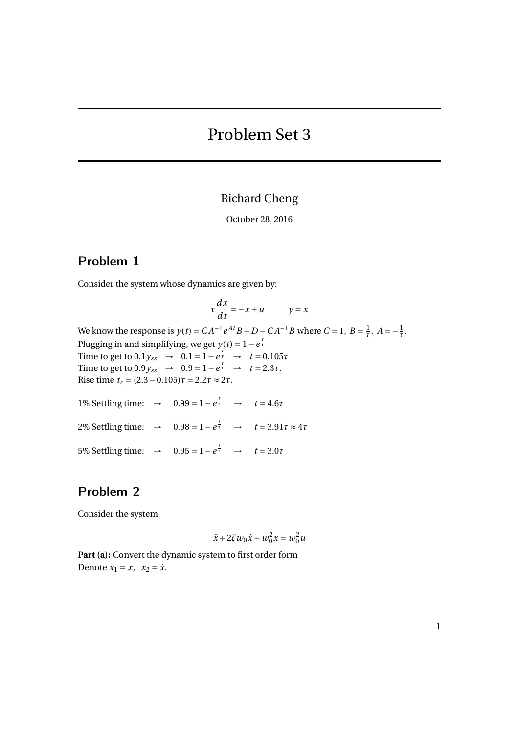# Problem Set 3

Richard Cheng

October 28, 2016

## Problem 1

Consider the system whose dynamics are given by:

$$\tau \frac{dx}{dt} = -x + u \qquad y = x$$

We know the response is $y(t) = CA^{-1}e^{At}B + D - CA^{-1}B$ where $C = 1,\ B = \frac{1}{\tau},\ A = -\frac{1}{\tau}$.
Plugging in and simplifying, we get $y(t) = 1 - e^{\frac{t}{\tau}}$
Time to get to $0.1y_{ss} \quad \rightarrow \quad 0.1 = 1 - e^{\frac{t}{\tau}} \quad \rightarrow \quad t = 0.105\tau$
Time to get to $0.9y_{ss} \quad \rightarrow \quad 0.9 = 1 - e^{\frac{t}{\tau}} \quad \rightarrow \quad t = 2.3\tau$.
Rise time $t_r = (2.3 - 0.105)\tau = 2.2\tau \approx 2\tau$.

1% Settling time: $\quad \rightarrow \quad 0.99 = 1 - e^{\frac{t}{\tau}} \quad \rightarrow \quad t = 4.6\tau$

2% Settling time: $\quad \rightarrow \quad 0.98 = 1 - e^{\frac{t}{\tau}} \quad \rightarrow \quad t = 3.91\tau \approx 4\tau$

5% Settling time: $\quad \rightarrow \quad 0.95 = 1 - e^{\frac{t}{\tau}} \quad \rightarrow \quad t = 3.0\tau$

## Problem 2

Consider the system

$$\ddot{x} + 2\zeta w_0 \dot{x} + w_0^2 x = w_0^2 u$$

**Part (a):** Convert the dynamic system to first order form
Denote $x_1 = x, \quad x_2 = \dot{x}$.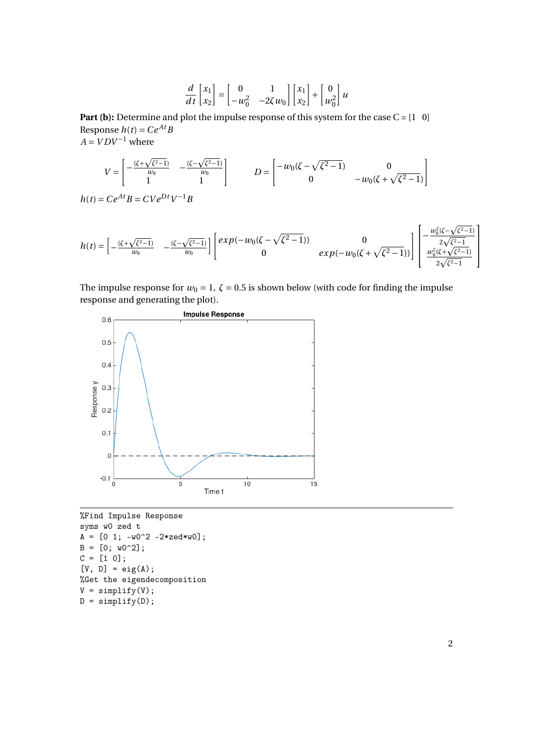$$\frac{d}{dt}\begin{bmatrix} x_1 \\ x_2 \end{bmatrix} = \begin{bmatrix} 0 & 1 \\ -w_0^2 & -2\zeta w_0 \end{bmatrix}\begin{bmatrix} x_1 \\ x_2 \end{bmatrix} + \begin{bmatrix} 0 \\ w_0^2 \end{bmatrix} u$$

**Part (b):** Determine and plot the impulse response of this system for the case C = [1 0]

Response $h(t) = Ce^{At}B$

$A = VDV^{-1}$ where

$$V = \begin{bmatrix} -\frac{(\zeta+\sqrt{\zeta^2-1})}{w_0} & -\frac{(\zeta-\sqrt{\zeta^2-1})}{w_0} \\ 1 & 1 \end{bmatrix} \qquad D = \begin{bmatrix} -w_0(\zeta-\sqrt{\zeta^2-1}) & 0 \\ 0 & -w_0(\zeta+\sqrt{\zeta^2-1}) \end{bmatrix}$$

$h(t) = Ce^{At}B = CVe^{Dt}V^{-1}B$

$$h(t) = \begin{bmatrix} -\frac{(\zeta+\sqrt{\zeta^2-1})}{w_0} & -\frac{(\zeta-\sqrt{\zeta^2-1})}{w_0} \end{bmatrix}\begin{bmatrix} exp(-w_0(\zeta-\sqrt{\zeta^2-1})) & 0 \\ 0 & exp(-w_0(\zeta+\sqrt{\zeta^2-1})) \end{bmatrix}\begin{bmatrix} -\frac{w_0^2(\zeta-\sqrt{\zeta^2-1})}{2\sqrt{\zeta^2-1}} \\ \frac{w_0^2(\zeta+\sqrt{\zeta^2-1})}{2\sqrt{\zeta^2-1}} \end{bmatrix}$$

The impulse response for $w_0 = 1$, $\zeta = 0.5$ is shown below (with code for finding the impulse response and generating the plot).

```
%Find Impulse Response
syms w0 zed t
A = [0 1; -w0^2 -2*zed*w0];
B = [0; w0^2];
C = [1 0];
[V, D] = eig(A);
%Get the eigendecomposition
V = simplify(V);
D = simplify(D);
```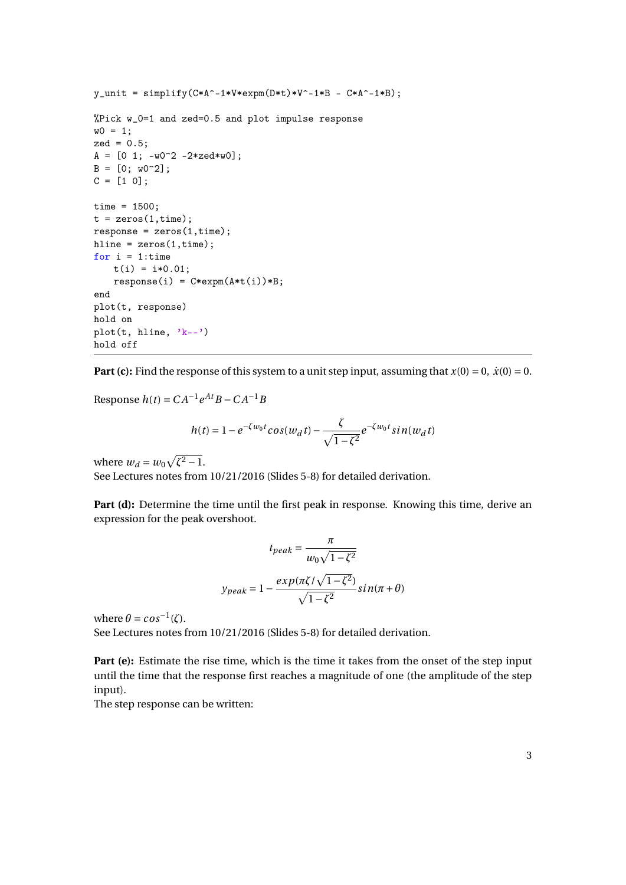```
y_unit = simplify(C*A^-1*V*expm(D*t)*V^-1*B - C*A^-1*B);

%Pick w_0=1 and zed=0.5 and plot impulse response
w0 = 1;
zed = 0.5;
A = [0 1; -w0^2 -2*zed*w0];
B = [0; w0^2];
C = [1 0];

time = 1500;
t = zeros(1,time);
response = zeros(1,time);
hline = zeros(1,time);
for i = 1:time
    t(i) = i*0.01;
    response(i) = C*expm(A*t(i))*B;
end
plot(t, response)
hold on
plot(t, hline, 'k--')
hold off
```

---

**Part (c):** Find the response of this system to a unit step input, assuming that $x(0) = 0$, $\dot{x}(0) = 0$.

Response $h(t) = CA^{-1}e^{At}B - CA^{-1}B$

$$h(t) = 1 - e^{-\zeta w_0 t} cos(w_d t) - \frac{\zeta}{\sqrt{1-\zeta^2}} e^{-\zeta w_0 t} sin(w_d t)$$

where $w_d = w_0\sqrt{\zeta^2 - 1}$.
See Lectures notes from 10/21/2016 (Slides 5-8) for detailed derivation.

**Part (d):** Determine the time until the first peak in response. Knowing this time, derive an expression for the peak overshoot.

$$t_{peak} = \frac{\pi}{w_0\sqrt{1-\zeta^2}}$$

$$y_{peak} = 1 - \frac{exp(\pi\zeta/\sqrt{1-\zeta^2})}{\sqrt{1-\zeta^2}} sin(\pi + \theta)$$

where $\theta = cos^{-1}(\zeta)$.
See Lectures notes from 10/21/2016 (Slides 5-8) for detailed derivation.

**Part (e):** Estimate the rise time, which is the time it takes from the onset of the step input until the time that the response first reaches a magnitude of one (the amplitude of the step input).
The step response can be written: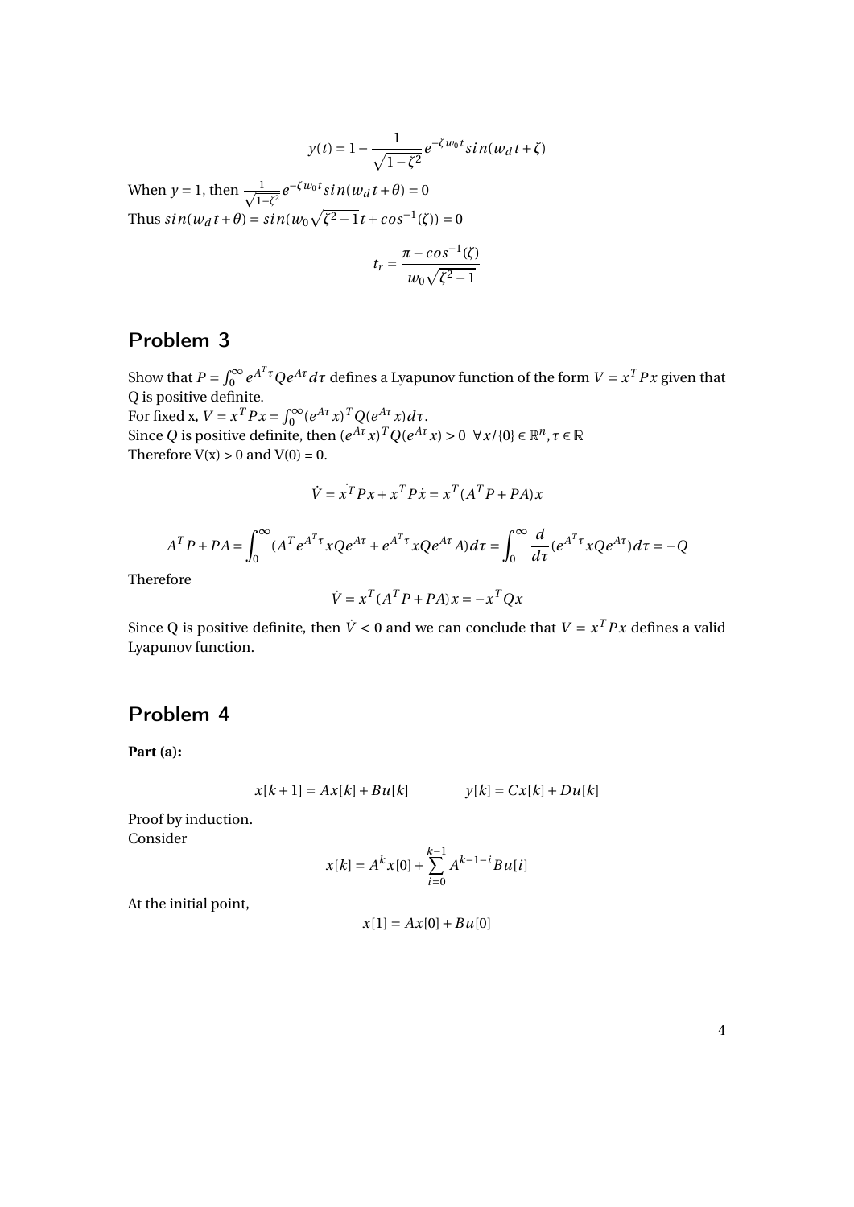$$y(t) = 1 - \frac{1}{\sqrt{1-\zeta^2}} e^{-\zeta w_0 t} sin(w_d t + \zeta)$$

When $y = 1$, then $\frac{1}{\sqrt{1-\zeta^2}} e^{-\zeta w_0 t} sin(w_d t + \theta) = 0$

Thus $sin(w_d t + \theta) = sin(w_0 \sqrt{\zeta^2 - 1} t + cos^{-1}(\zeta)) = 0$

$$t_r = \frac{\pi - cos^{-1}(\zeta)}{w_0 \sqrt{\zeta^2 - 1}}$$

## Problem 3

Show that $P = \int_0^\infty e^{A^T \tau} Q e^{A\tau} d\tau$ defines a Lyapunov function of the form $V = x^T P x$ given that Q is positive definite.

For fixed x, $V = x^T P x = \int_0^\infty (e^{A\tau} x)^T Q (e^{A\tau} x) d\tau$.

Since $Q$ is positive definite, then $(e^{A\tau} x)^T Q (e^{A\tau} x) > 0 \ \ \forall x / \{0\} \in \mathbb{R}^n, \tau \in \mathbb{R}$

Therefore V(x) > 0 and V(0) = 0.

$$\dot{V} = \dot{x^T} P x + x^T P \dot{x} = x^T (A^T P + PA) x$$

$$A^T P + PA = \int_0^\infty (A^T e^{A^T \tau} x Q e^{A\tau} + e^{A^T \tau} x Q e^{A\tau} A) d\tau = \int_0^\infty \frac{d}{d\tau} (e^{A^T \tau} x Q e^{A\tau}) d\tau = -Q$$

Therefore

$$\dot{V} = x^T (A^T P + PA) x = -x^T Q x$$

Since Q is positive definite, then $\dot{V} < 0$ and we can conclude that $V = x^T P x$ defines a valid Lyapunov function.

## Problem 4

**Part (a):**

$$x[k+1] = Ax[k] + Bu[k] \qquad\qquad y[k] = Cx[k] + Du[k]$$

Proof by induction.

Consider

$$x[k] = A^k x[0] + \sum_{i=0}^{k-1} A^{k-1-i} B u[i]$$

At the initial point,

$$x[1] = Ax[0] + Bu[0]$$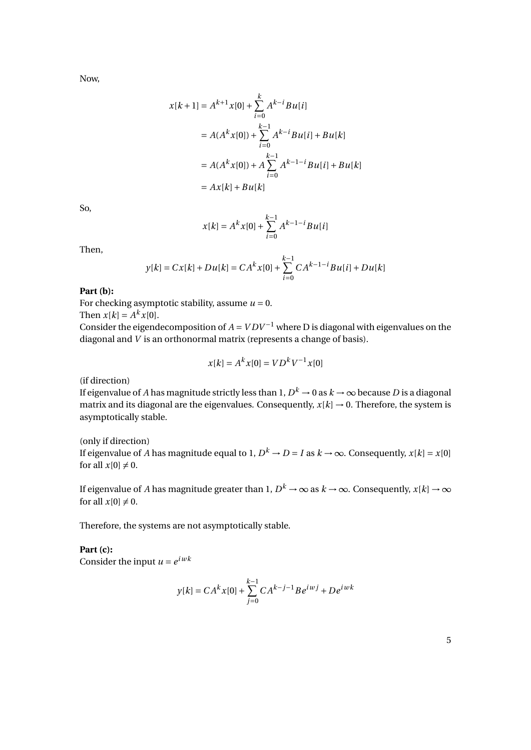Now,

$$
\begin{aligned}
x[k+1] &= A^{k+1}x[0] + \sum_{i=0}^{k} A^{k-i}Bu[i] \\
&= A(A^k x[0]) + \sum_{i=0}^{k-1} A^{k-i}Bu[i] + Bu[k] \\
&= A(A^k x[0]) + A\sum_{i=0}^{k-1} A^{k-1-i}Bu[i] + Bu[k] \\
&= Ax[k] + Bu[k]
\end{aligned}
$$

So,

$$
x[k] = A^k x[0] + \sum_{i=0}^{k-1} A^{k-1-i}Bu[i]
$$

Then,

$$
y[k] = Cx[k] + Du[k] = CA^k x[0] + \sum_{i=0}^{k-1} CA^{k-1-i}Bu[i] + Du[k]
$$

**Part (b):**

For checking asymptotic stability, assume $u = 0$.
Then $x[k] = A^k x[0]$.
Consider the eigendecomposition of $A = VDV^{-1}$ where D is diagonal with eigenvalues on the diagonal and $V$ is an orthonormal matrix (represents a change of basis).

$$
x[k] = A^k x[0] = VD^kV^{-1}x[0]
$$

(if direction)
If eigenvalue of $A$ has magnitude strictly less than 1, $D^k \to 0$ as $k \to \infty$ because $D$ is a diagonal matrix and its diagonal are the eigenvalues. Consequently, $x[k] \to 0$. Therefore, the system is asymptotically stable.

(only if direction)
If eigenvalue of $A$ has magnitude equal to 1, $D^k \to D = I$ as $k \to \infty$. Consequently, $x[k] = x[0]$ for all $x[0] \neq 0$.

If eigenvalue of $A$ has magnitude greater than 1, $D^k \to \infty$ as $k \to \infty$. Consequently, $x[k] \to \infty$ for all $x[0] \neq 0$.

Therefore, the systems are not asymptotically stable.

**Part (c):**

Consider the input $u = e^{iwk}$

$$
y[k] = CA^k x[0] + \sum_{j=0}^{k-1} CA^{k-j-1}Be^{iwj} + De^{iwk}
$$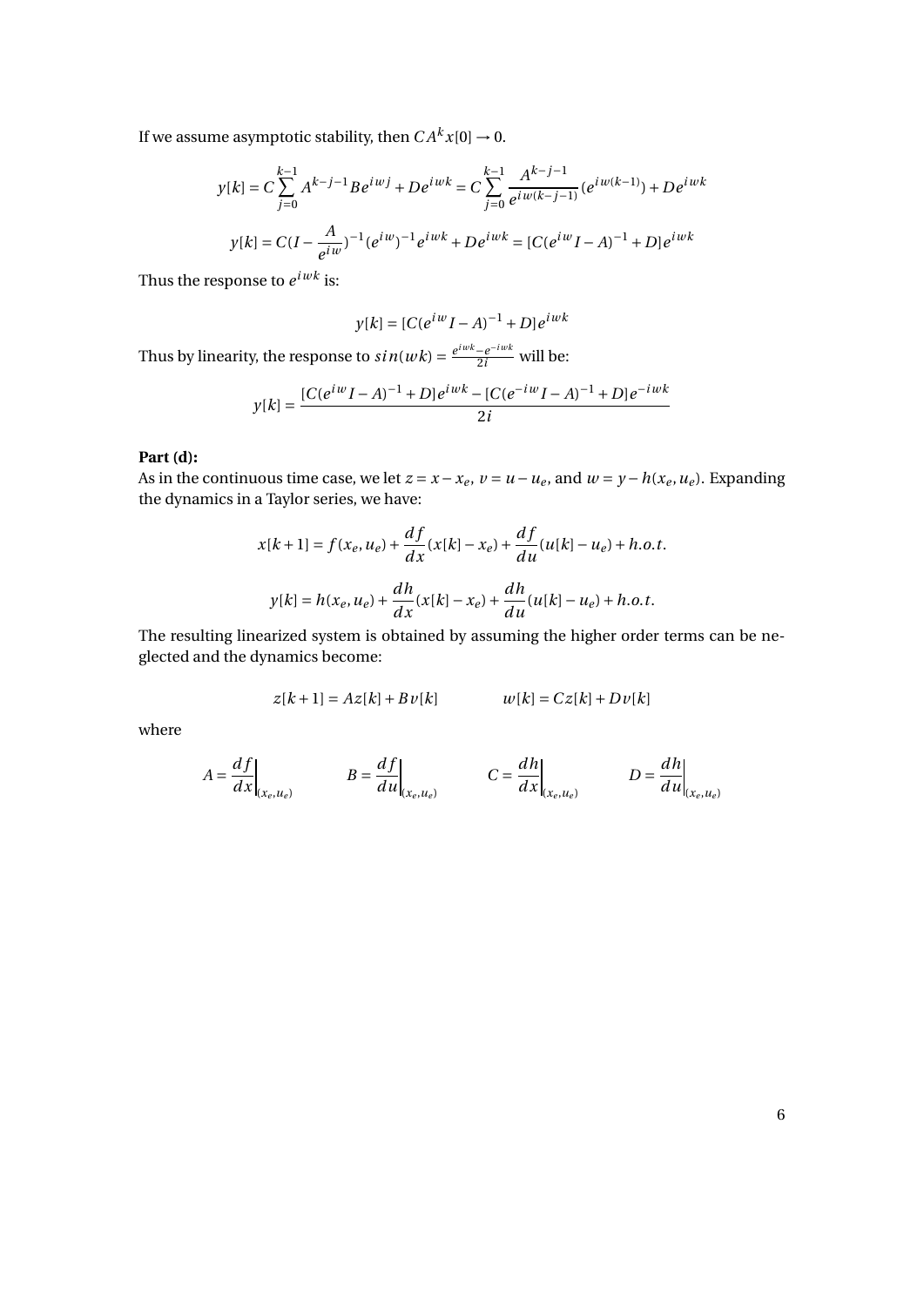If we assume asymptotic stability, then $CA^k x[0] \to 0$.

$$y[k] = C\sum_{j=0}^{k-1} A^{k-j-1}Be^{iwj} + De^{iwk} = C\sum_{j=0}^{k-1} \frac{A^{k-j-1}}{e^{iw(k-j-1)}}(e^{iw(k-1)}) + De^{iwk}$$

$$y[k] = C(I - \frac{A}{e^{iw}})^{-1}(e^{iw})^{-1}e^{iwk} + De^{iwk} = [C(e^{iw}I - A)^{-1} + D]e^{iwk}$$

Thus the response to $e^{iwk}$ is:

$$y[k] = [C(e^{iw}I - A)^{-1} + D]e^{iwk}$$

Thus by linearity, the response to $sin(wk) = \frac{e^{iwk} - e^{-iwk}}{2i}$ will be:

$$y[k] = \frac{[C(e^{iw}I - A)^{-1} + D]e^{iwk} - [C(e^{-iw}I - A)^{-1} + D]e^{-iwk}}{2i}$$

**Part (d):**

As in the continuous time case, we let $z = x - x_e$, $v = u - u_e$, and $w = y - h(x_e, u_e)$. Expanding the dynamics in a Taylor series, we have:

$$x[k+1] = f(x_e, u_e) + \frac{df}{dx}(x[k] - x_e) + \frac{df}{du}(u[k] - u_e) + h.o.t.$$

$$y[k] = h(x_e, u_e) + \frac{dh}{dx}(x[k] - x_e) + \frac{dh}{du}(u[k] - u_e) + h.o.t.$$

The resulting linearized system is obtained by assuming the higher order terms can be neglected and the dynamics become:

$$z[k+1] = Az[k] + Bv[k] \qquad\qquad w[k] = Cz[k] + Dv[k]$$

where

$$A = \left.\frac{df}{dx}\right|_{(x_e,u_e)} \qquad B = \left.\frac{df}{du}\right|_{(x_e,u_e)} \qquad C = \left.\frac{dh}{dx}\right|_{(x_e,u_e)} \qquad D = \left.\frac{dh}{du}\right|_{(x_e,u_e)}$$